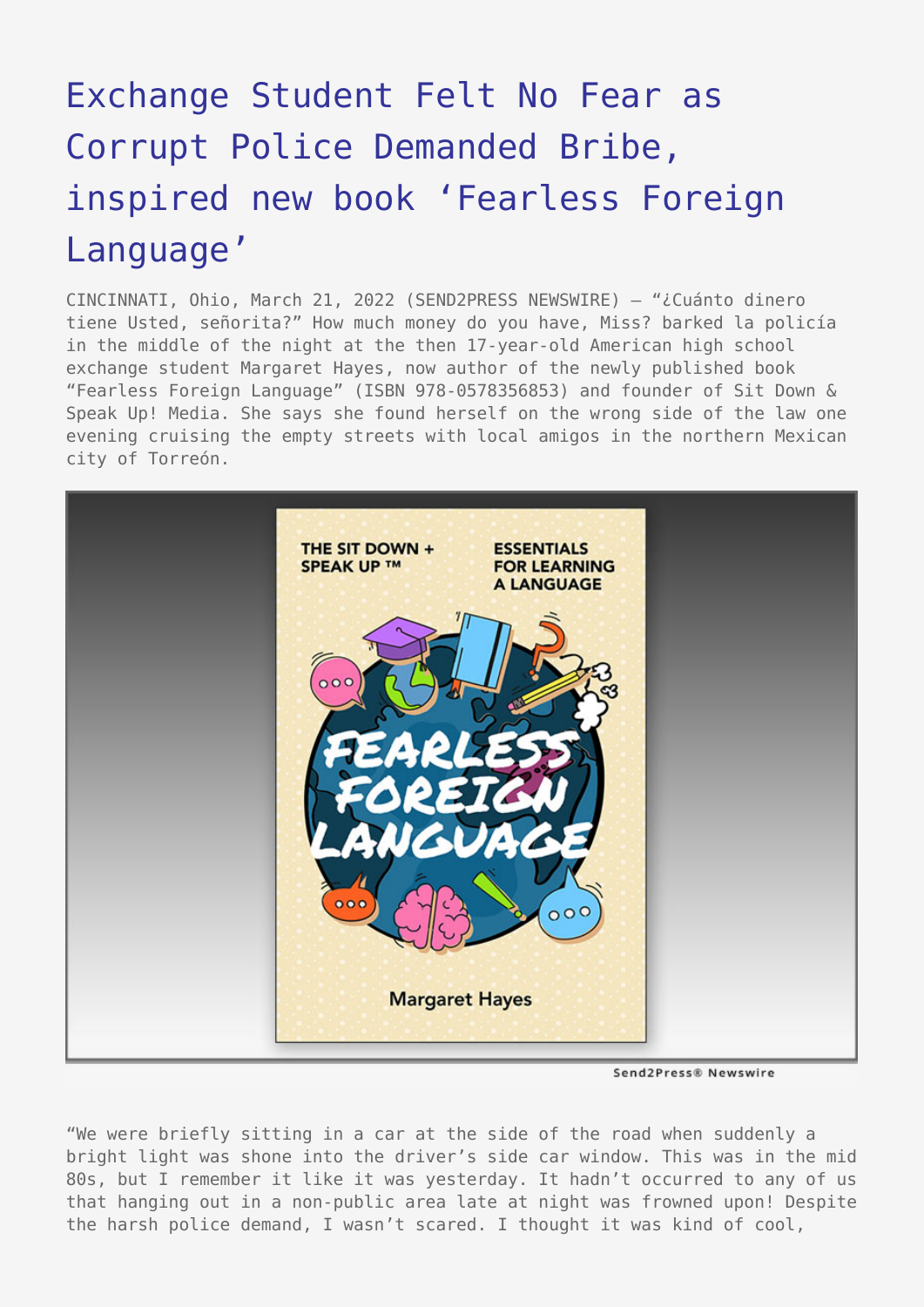# Exchange Student Felt No Fear as Corrupt Police Demanded Bribe, inspired new book 'Fearless Foreign Language'

CINCINNATI, Ohio, March 21, 2022 (SEND2PRESS NEWSWIRE) — "¿Cuánto dinero tiene Usted, señorita?" How much money do you have, Miss? barked la policía in the middle of the night at the then 17-year-old American high school exchange student Margaret Hayes, now author of the newly published book "Fearless Foreign Language" (ISBN 978-0578356853) and founder of Sit Down & Speak Up! Media. She says she found herself on the wrong side of the law one evening cruising the empty streets with local amigos in the northern Mexican city of Torreón.

"We were briefly sitting in a car at the side of the road when suddenly a bright light was shone into the driver's side car window. This was in the mid 80s, but I remember it like it was yesterday. It hadn't occurred to any of us that hanging out in a non-public area late at night was frowned upon! Despite the harsh police demand, I wasn't scared. I thought it was kind of cool,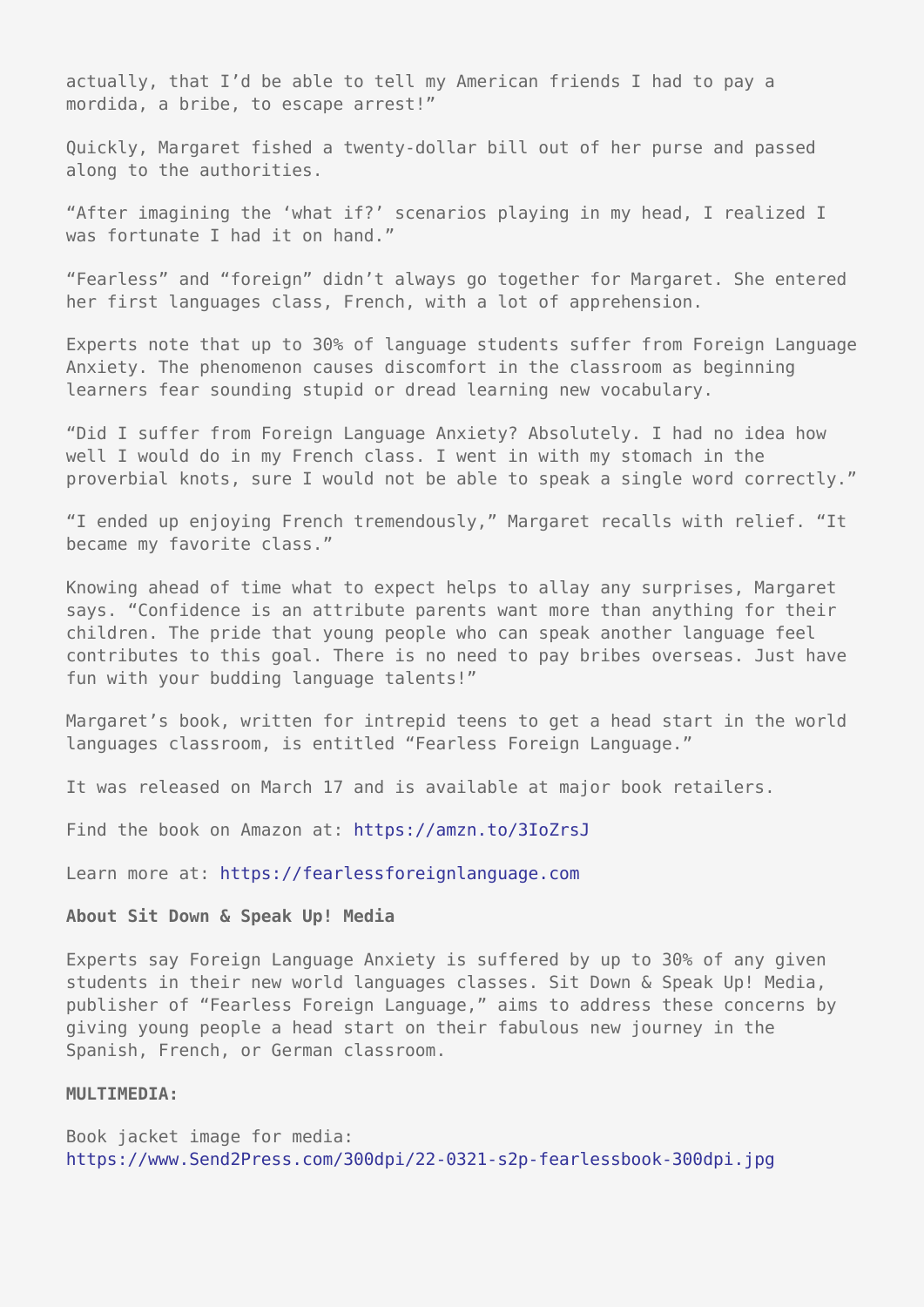actually, that I'd be able to tell my American friends I had to pay a mordida, a bribe, to escape arrest!"

Quickly, Margaret fished a twenty-dollar bill out of her purse and passed along to the authorities.

"After imagining the 'what if?' scenarios playing in my head, I realized I was fortunate I had it on hand."

"Fearless" and "foreign" didn't always go together for Margaret. She entered her first languages class, French, with a lot of apprehension.

Experts note that up to 30% of language students suffer from Foreign Language Anxiety. The phenomenon causes discomfort in the classroom as beginning learners fear sounding stupid or dread learning new vocabulary.

"Did I suffer from Foreign Language Anxiety? Absolutely. I had no idea how well I would do in my French class. I went in with my stomach in the proverbial knots, sure I would not be able to speak a single word correctly."

"I ended up enjoying French tremendously," Margaret recalls with relief. "It became my favorite class."

Knowing ahead of time what to expect helps to allay any surprises, Margaret says. "Confidence is an attribute parents want more than anything for their children. The pride that young people who can speak another language feel contributes to this goal. There is no need to pay bribes overseas. Just have fun with your budding language talents!"

Margaret's book, written for intrepid teens to get a head start in the world languages classroom, is entitled "Fearless Foreign Language."

It was released on March 17 and is available at major book retailers.

Find the book on Amazon at: https://amzn.to/3IoZrsJ

Learn more at: https://fearlessforeignlanguage.com

**About Sit Down & Speak Up! Media**

Experts say Foreign Language Anxiety is suffered by up to 30% of any given students in their new world languages classes. Sit Down & Speak Up! Media, publisher of "Fearless Foreign Language," aims to address these concerns by giving young people a head start on their fabulous new journey in the Spanish, French, or German classroom.

**MULTIMEDIA:**

Book jacket image for media:
https://www.Send2Press.com/300dpi/22-0321-s2p-fearlessbook-300dpi.jpg